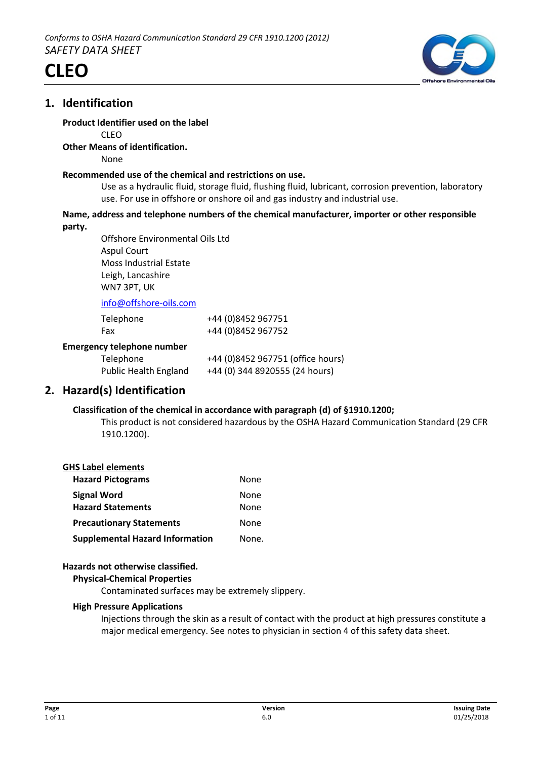*Conforms to OSHA Hazard Communication Standard 29 CFR 1910.1200 (2012)*
*SAFETY DATA SHEET*

# CLEO

## 1. Identification

**Product Identifier used on the label**

CLEO

**Other Means of identification.**

None

**Recommended use of the chemical and restrictions on use.**

Use as a hydraulic fluid, storage fluid, flushing fluid, lubricant, corrosion prevention, laboratory use. For use in offshore or onshore oil and gas industry and industrial use.

**Name, address and telephone numbers of the chemical manufacturer, importer or other responsible party.**

Offshore Environmental Oils Ltd
Aspul Court
Moss Industrial Estate
Leigh, Lancashire
WN7 3PT, UK

info@offshore-oils.com

| | |
|---|---|
| Telephone | +44 (0)8452 967751 |
| Fax | +44 (0)8452 967752 |

**Emergency telephone number**

| | |
|---|---|
| Telephone | +44 (0)8452 967751 (office hours) |
| Public Health England | +44 (0) 344 8920555 (24 hours) |

## 2. Hazard(s) Identification

**Classification of the chemical in accordance with paragraph (d) of §1910.1200;**

This product is not considered hazardous by the OSHA Hazard Communication Standard (29 CFR 1910.1200).

**GHS Label elements**

| | |
|---|---|
| **Hazard Pictograms** | None |
| **Signal Word** | None |
| **Hazard Statements** | None |
| **Precautionary Statements** | None |
| **Supplemental Hazard Information** | None. |

**Hazards not otherwise classified.**

**Physical-Chemical Properties**

Contaminated surfaces may be extremely slippery.

**High Pressure Applications**

Injections through the skin as a result of contact with the product at high pressures constitute a major medical emergency. See notes to physician in section 4 of this safety data sheet.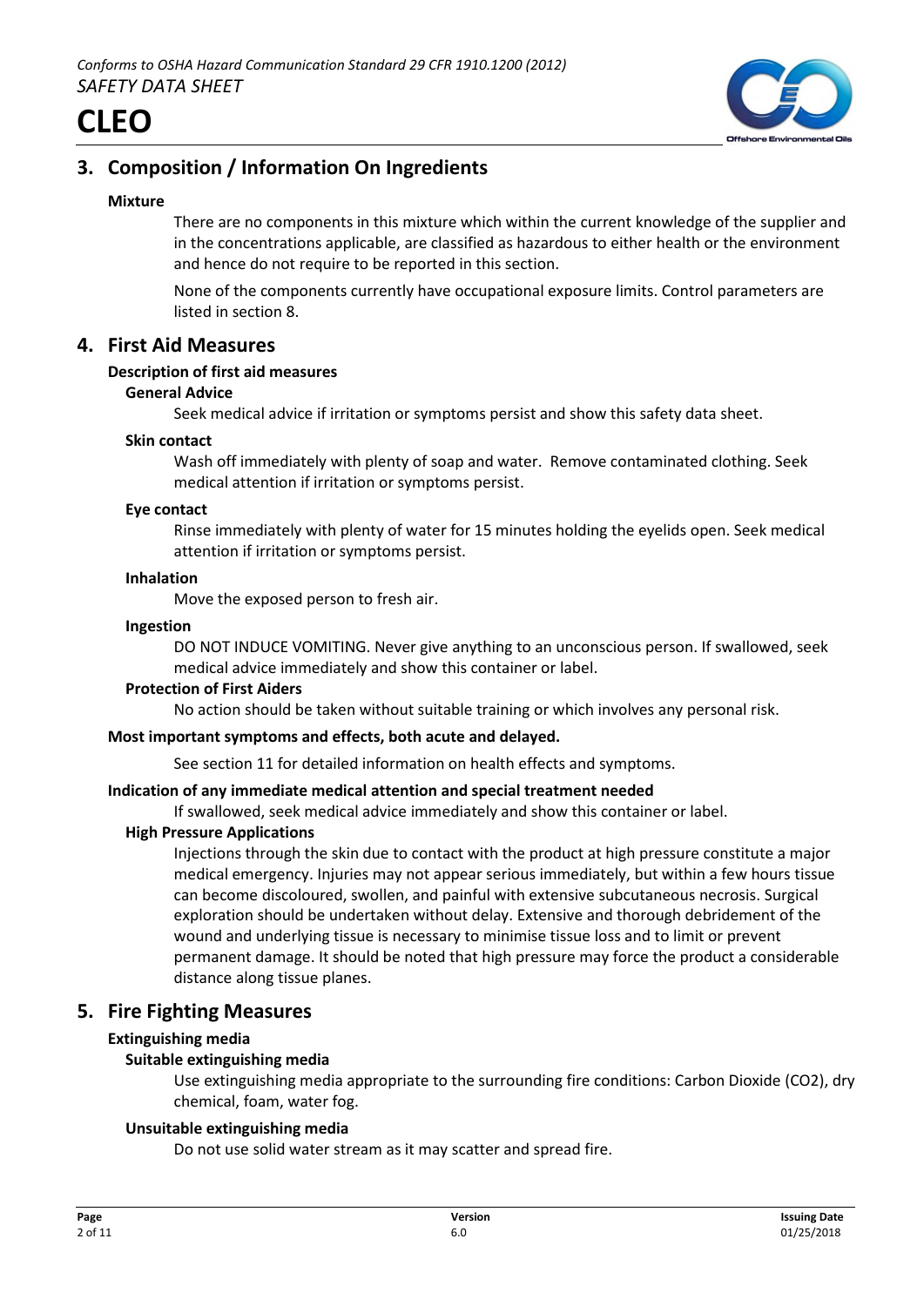## 3. Composition / Information On Ingredients

**Mixture**

There are no components in this mixture which within the current knowledge of the supplier and in the concentrations applicable, are classified as hazardous to either health or the environment and hence do not require to be reported in this section.

None of the components currently have occupational exposure limits. Control parameters are listed in section 8.

## 4. First Aid Measures

**Description of first aid measures**

**General Advice**

Seek medical advice if irritation or symptoms persist and show this safety data sheet.

**Skin contact**

Wash off immediately with plenty of soap and water. Remove contaminated clothing. Seek medical attention if irritation or symptoms persist.

**Eye contact**

Rinse immediately with plenty of water for 15 minutes holding the eyelids open. Seek medical attention if irritation or symptoms persist.

**Inhalation**

Move the exposed person to fresh air.

**Ingestion**

DO NOT INDUCE VOMITING. Never give anything to an unconscious person. If swallowed, seek medical advice immediately and show this container or label.

**Protection of First Aiders**

No action should be taken without suitable training or which involves any personal risk.

**Most important symptoms and effects, both acute and delayed.**

See section 11 for detailed information on health effects and symptoms.

**Indication of any immediate medical attention and special treatment needed**

If swallowed, seek medical advice immediately and show this container or label.

**High Pressure Applications**

Injections through the skin due to contact with the product at high pressure constitute a major medical emergency. Injuries may not appear serious immediately, but within a few hours tissue can become discoloured, swollen, and painful with extensive subcutaneous necrosis. Surgical exploration should be undertaken without delay. Extensive and thorough debridement of the wound and underlying tissue is necessary to minimise tissue loss and to limit or prevent permanent damage. It should be noted that high pressure may force the product a considerable distance along tissue planes.

## 5. Fire Fighting Measures

**Extinguishing media**

**Suitable extinguishing media**

Use extinguishing media appropriate to the surrounding fire conditions: Carbon Dioxide ($CO_2$), dry chemical, foam, water fog.

**Unsuitable extinguishing media**

Do not use solid water stream as it may scatter and spread fire.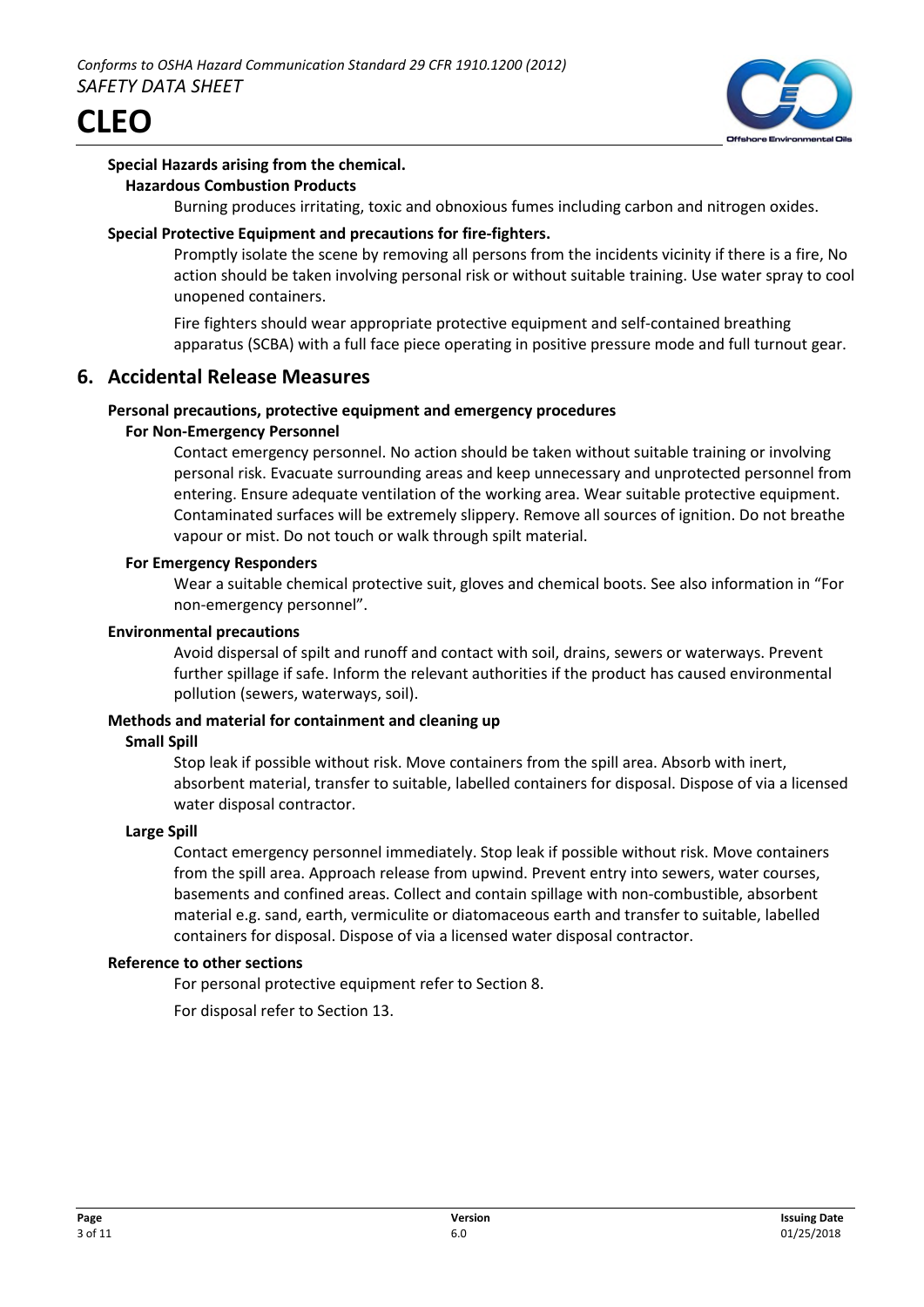**Special Hazards arising from the chemical.**

**Hazardous Combustion Products**

Burning produces irritating, toxic and obnoxious fumes including carbon and nitrogen oxides.

**Special Protective Equipment and precautions for fire-fighters.**

Promptly isolate the scene by removing all persons from the incidents vicinity if there is a fire, No action should be taken involving personal risk or without suitable training. Use water spray to cool unopened containers.

Fire fighters should wear appropriate protective equipment and self-contained breathing apparatus (SCBA) with a full face piece operating in positive pressure mode and full turnout gear.

## 6. Accidental Release Measures

**Personal precautions, protective equipment and emergency procedures**

**For Non-Emergency Personnel**

Contact emergency personnel. No action should be taken without suitable training or involving personal risk. Evacuate surrounding areas and keep unnecessary and unprotected personnel from entering. Ensure adequate ventilation of the working area. Wear suitable protective equipment. Contaminated surfaces will be extremely slippery. Remove all sources of ignition. Do not breathe vapour or mist. Do not touch or walk through spilt material.

**For Emergency Responders**

Wear a suitable chemical protective suit, gloves and chemical boots. See also information in "For non-emergency personnel".

**Environmental precautions**

Avoid dispersal of spilt and runoff and contact with soil, drains, sewers or waterways. Prevent further spillage if safe. Inform the relevant authorities if the product has caused environmental pollution (sewers, waterways, soil).

**Methods and material for containment and cleaning up**

**Small Spill**

Stop leak if possible without risk. Move containers from the spill area. Absorb with inert, absorbent material, transfer to suitable, labelled containers for disposal. Dispose of via a licensed water disposal contractor.

**Large Spill**

Contact emergency personnel immediately. Stop leak if possible without risk. Move containers from the spill area. Approach release from upwind. Prevent entry into sewers, water courses, basements and confined areas. Collect and contain spillage with non-combustible, absorbent material e.g. sand, earth, vermiculite or diatomaceous earth and transfer to suitable, labelled containers for disposal. Dispose of via a licensed water disposal contractor.

**Reference to other sections**

For personal protective equipment refer to Section 8.

For disposal refer to Section 13.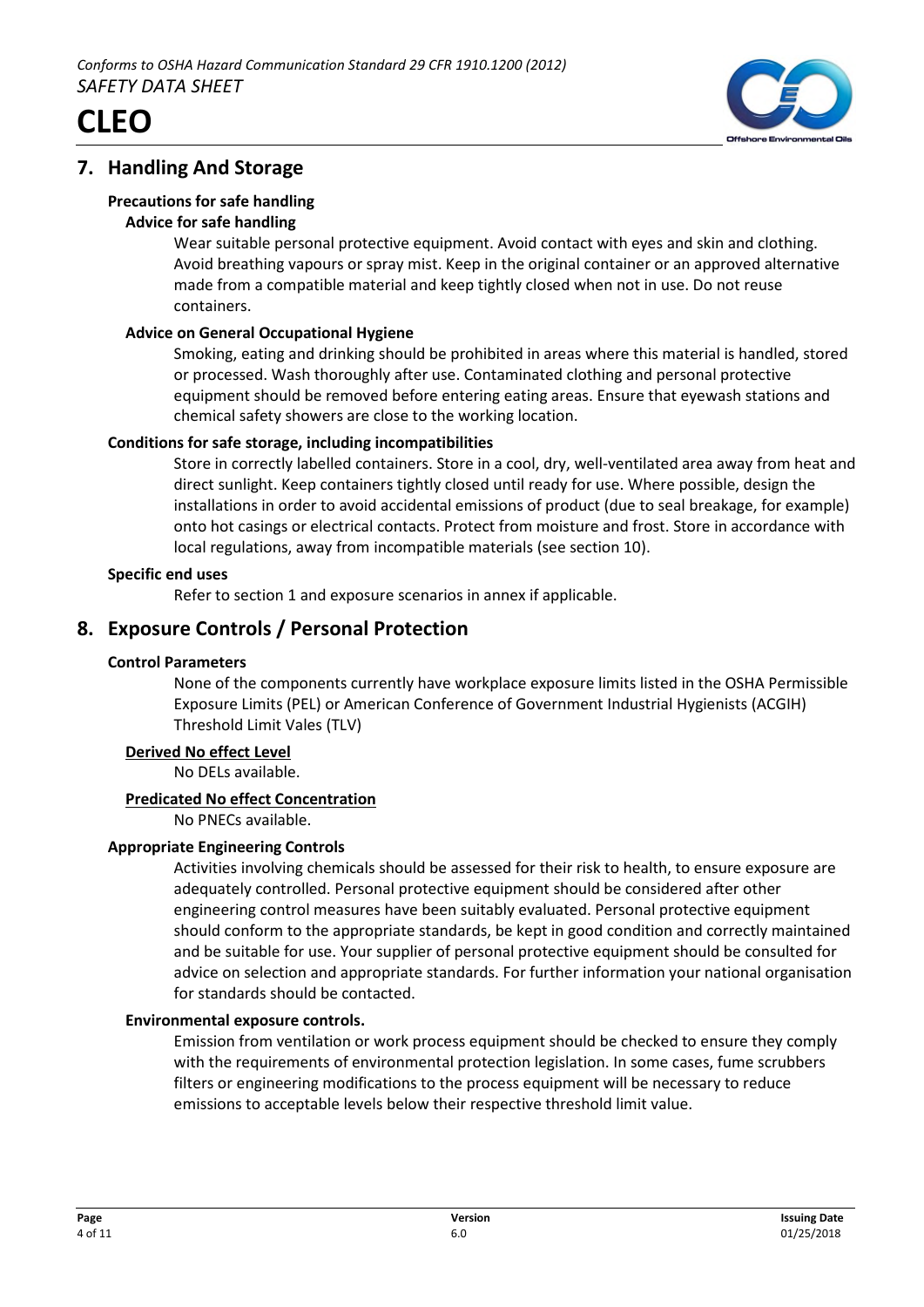## 7. Handling And Storage

### Precautions for safe handling

#### Advice for safe handling

Wear suitable personal protective equipment. Avoid contact with eyes and skin and clothing. Avoid breathing vapours or spray mist. Keep in the original container or an approved alternative made from a compatible material and keep tightly closed when not in use. Do not reuse containers.

#### Advice on General Occupational Hygiene

Smoking, eating and drinking should be prohibited in areas where this material is handled, stored or processed. Wash thoroughly after use. Contaminated clothing and personal protective equipment should be removed before entering eating areas. Ensure that eyewash stations and chemical safety showers are close to the working location.

### Conditions for safe storage, including incompatibilities

Store in correctly labelled containers. Store in a cool, dry, well-ventilated area away from heat and direct sunlight. Keep containers tightly closed until ready for use. Where possible, design the installations in order to avoid accidental emissions of product (due to seal breakage, for example) onto hot casings or electrical contacts. Protect from moisture and frost. Store in accordance with local regulations, away from incompatible materials (see section 10).

### Specific end uses

Refer to section 1 and exposure scenarios in annex if applicable.

## 8. Exposure Controls / Personal Protection

### Control Parameters

None of the components currently have workplace exposure limits listed in the OSHA Permissible Exposure Limits (PEL) or American Conference of Government Industrial Hygienists (ACGIH) Threshold Limit Vales (TLV)

**Derived No effect Level**

No DELs available.

**Predicated No effect Concentration**

No PNECs available.

### Appropriate Engineering Controls

Activities involving chemicals should be assessed for their risk to health, to ensure exposure are adequately controlled. Personal protective equipment should be considered after other engineering control measures have been suitably evaluated. Personal protective equipment should conform to the appropriate standards, be kept in good condition and correctly maintained and be suitable for use. Your supplier of personal protective equipment should be consulted for advice on selection and appropriate standards. For further information your national organisation for standards should be contacted.

### Environmental exposure controls.

Emission from ventilation or work process equipment should be checked to ensure they comply with the requirements of environmental protection legislation. In some cases, fume scrubbers filters or engineering modifications to the process equipment will be necessary to reduce emissions to acceptable levels below their respective threshold limit value.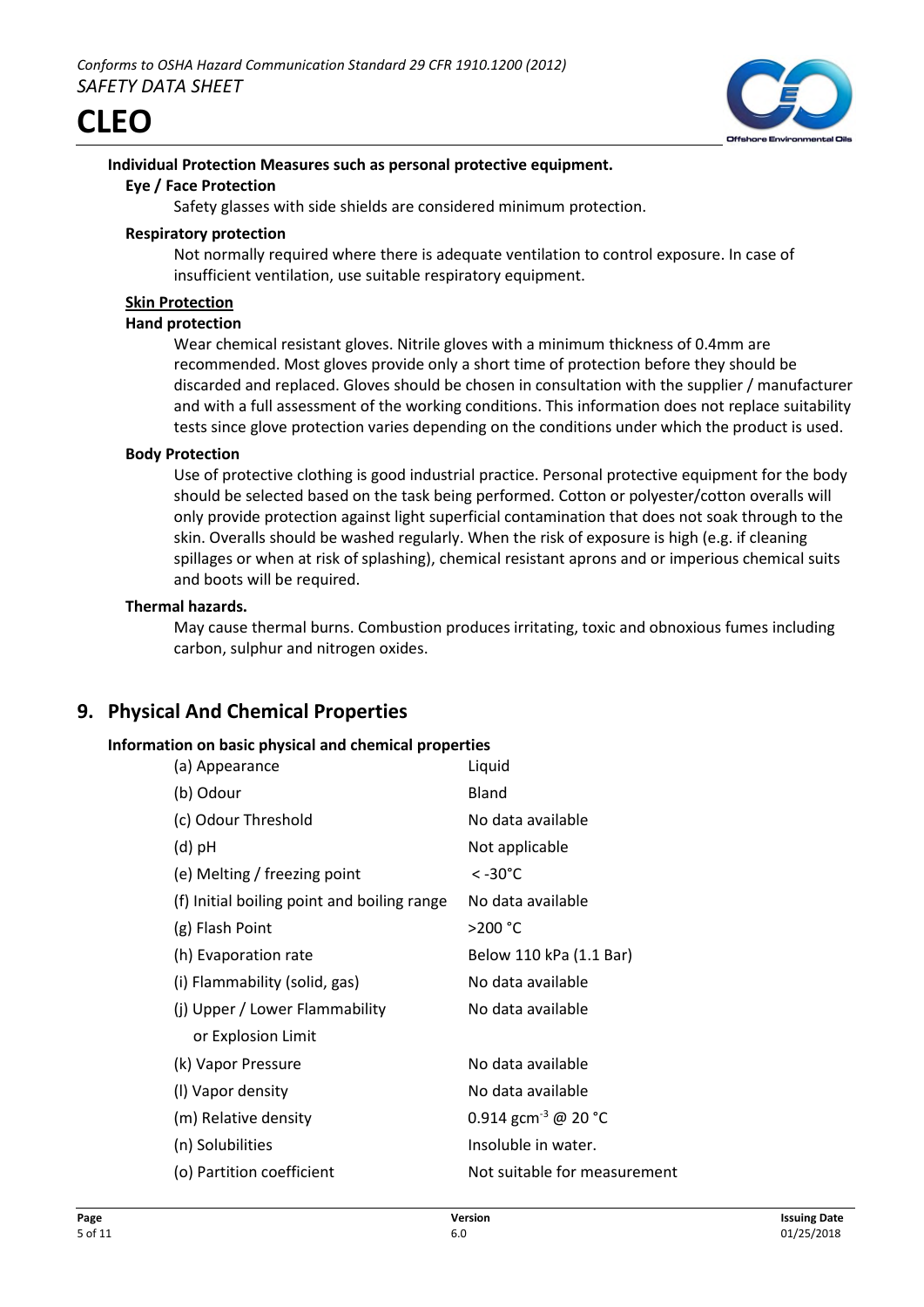#### Individual Protection Measures such as personal protective equipment.

**Eye / Face Protection**

Safety glasses with side shields are considered minimum protection.

**Respiratory protection**

Not normally required where there is adequate ventilation to control exposure. In case of insufficient ventilation, use suitable respiratory equipment.

**Skin Protection**

**Hand protection**

Wear chemical resistant gloves. Nitrile gloves with a minimum thickness of 0.4mm are recommended. Most gloves provide only a short time of protection before they should be discarded and replaced. Gloves should be chosen in consultation with the supplier / manufacturer and with a full assessment of the working conditions. This information does not replace suitability tests since glove protection varies depending on the conditions under which the product is used.

**Body Protection**

Use of protective clothing is good industrial practice. Personal protective equipment for the body should be selected based on the task being performed. Cotton or polyester/cotton overalls will only provide protection against light superficial contamination that does not soak through to the skin. Overalls should be washed regularly. When the risk of exposure is high (e.g. if cleaning spillages or when at risk of splashing), chemical resistant aprons and or imperious chemical suits and boots will be required.

**Thermal hazards.**

May cause thermal burns. Combustion produces irritating, toxic and obnoxious fumes including carbon, sulphur and nitrogen oxides.

## 9. Physical And Chemical Properties

**Information on basic physical and chemical properties**

| Property | Value |
|---|---|
| (a) Appearance | Liquid |
| (b) Odour | Bland |
| (c) Odour Threshold | No data available |
| (d) pH | Not applicable |
| (e) Melting / freezing point | < -30°C |
| (f) Initial boiling point and boiling range | No data available |
| (g) Flash Point | >200 °C |
| (h) Evaporation rate | Below 110 kPa (1.1 Bar) |
| (i) Flammability (solid, gas) | No data available |
| (j) Upper / Lower Flammability or Explosion Limit | No data available |
| (k) Vapor Pressure | No data available |
| (l) Vapor density | No data available |
| (m) Relative density | 0.914 $gcm^{-3}$ @ 20 °C |
| (n) Solubilities | Insoluble in water. |
| (o) Partition coefficient | Not suitable for measurement |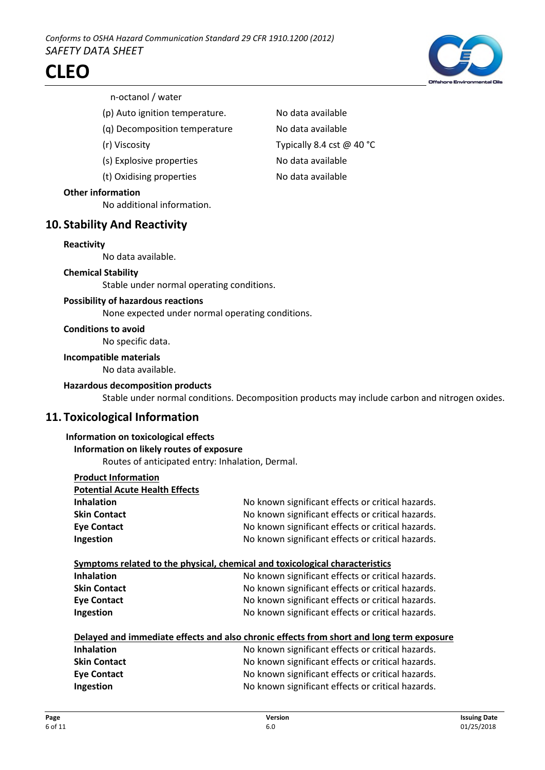n-octanol / water

| | |
|---|---|
| (p) Auto ignition temperature. | No data available |
| (q) Decomposition temperature | No data available |
| (r) Viscosity | Typically 8.4 cst @ 40 °C |
| (s) Explosive properties | No data available |
| (t) Oxidising properties | No data available |

**Other information**

No additional information.

## 10. Stability And Reactivity

**Reactivity**

No data available.

**Chemical Stability**

Stable under normal operating conditions.

**Possibility of hazardous reactions**

None expected under normal operating conditions.

**Conditions to avoid**

No specific data.

**Incompatible materials**

No data available.

**Hazardous decomposition products**

Stable under normal conditions. Decomposition products may include carbon and nitrogen oxides.

## 11. Toxicological Information

**Information on toxicological effects**

**Information on likely routes of exposure**

Routes of anticipated entry: Inhalation, Dermal.

**Product Information**

**Potential Acute Health Effects**

| | |
|---|---|
| **Inhalation** | No known significant effects or critical hazards. |
| **Skin Contact** | No known significant effects or critical hazards. |
| **Eye Contact** | No known significant effects or critical hazards. |
| **Ingestion** | No known significant effects or critical hazards. |

**Symptoms related to the physical, chemical and toxicological characteristics**

| | |
|---|---|
| **Inhalation** | No known significant effects or critical hazards. |
| **Skin Contact** | No known significant effects or critical hazards. |
| **Eye Contact** | No known significant effects or critical hazards. |
| **Ingestion** | No known significant effects or critical hazards. |

**Delayed and immediate effects and also chronic effects from short and long term exposure**

| | |
|---|---|
| **Inhalation** | No known significant effects or critical hazards. |
| **Skin Contact** | No known significant effects or critical hazards. |
| **Eye Contact** | No known significant effects or critical hazards. |
| **Ingestion** | No known significant effects or critical hazards. |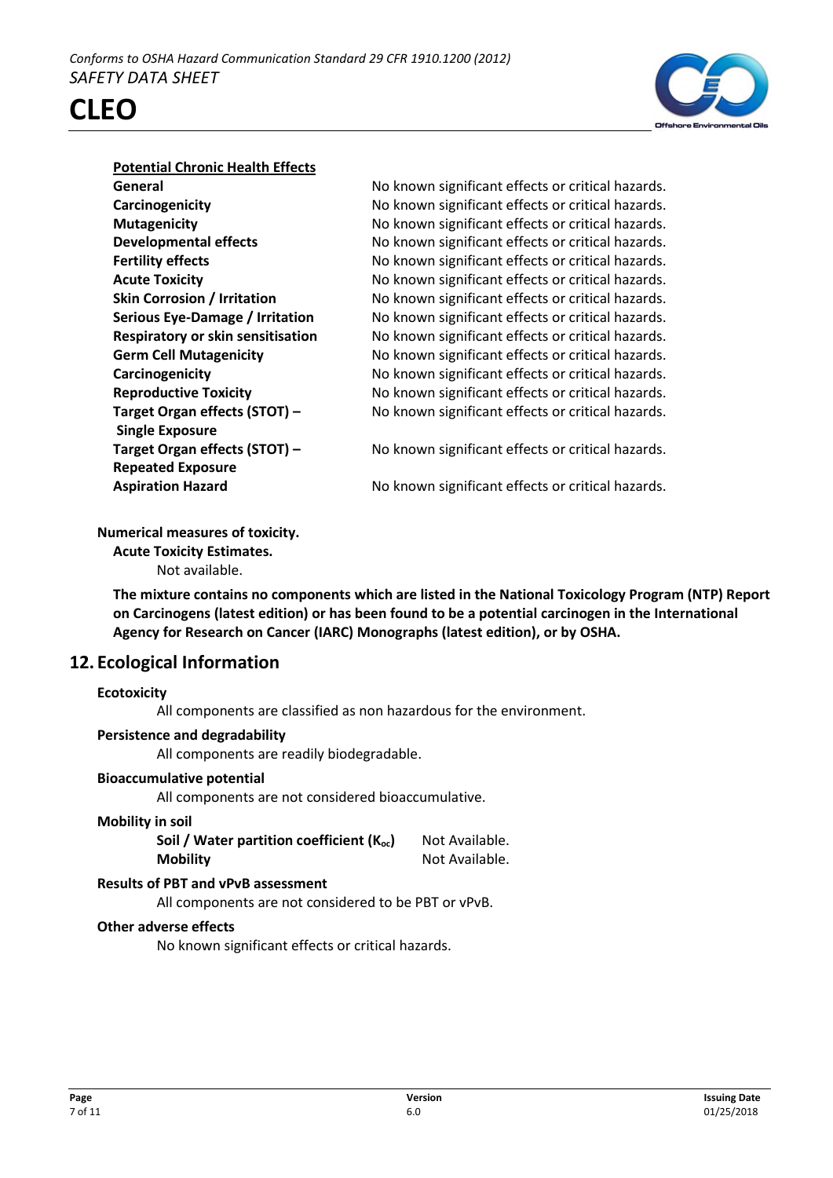**Potential Chronic Health Effects**

| | |
|---|---|
| **General** | No known significant effects or critical hazards. |
| **Carcinogenicity** | No known significant effects or critical hazards. |
| **Mutagenicity** | No known significant effects or critical hazards. |
| **Developmental effects** | No known significant effects or critical hazards. |
| **Fertility effects** | No known significant effects or critical hazards. |
| **Acute Toxicity** | No known significant effects or critical hazards. |
| **Skin Corrosion / Irritation** | No known significant effects or critical hazards. |
| **Serious Eye-Damage / Irritation** | No known significant effects or critical hazards. |
| **Respiratory or skin sensitisation** | No known significant effects or critical hazards. |
| **Germ Cell Mutagenicity** | No known significant effects or critical hazards. |
| **Carcinogenicity** | No known significant effects or critical hazards. |
| **Reproductive Toxicity** | No known significant effects or critical hazards. |
| **Target Organ effects (STOT) – Single Exposure** | No known significant effects or critical hazards. |
| **Target Organ effects (STOT) – Repeated Exposure** | No known significant effects or critical hazards. |
| **Aspiration Hazard** | No known significant effects or critical hazards. |

**Numerical measures of toxicity.**

**Acute Toxicity Estimates.**

Not available.

**The mixture contains no components which are listed in the National Toxicology Program (NTP) Report on Carcinogens (latest edition) or has been found to be a potential carcinogen in the International Agency for Research on Cancer (IARC) Monographs (latest edition), or by OSHA.**

## 12. Ecological Information

**Ecotoxicity**

All components are classified as non hazardous for the environment.

**Persistence and degradability**

All components are readily biodegradable.

**Bioaccumulative potential**

All components are not considered bioaccumulative.

**Mobility in soil**

| | |
|---|---|
| **Soil / Water partition coefficient ($K_{oc}$)** | Not Available. |
| **Mobility** | Not Available. |

**Results of PBT and vPvB assessment**

All components are not considered to be PBT or vPvB.

**Other adverse effects**

No known significant effects or critical hazards.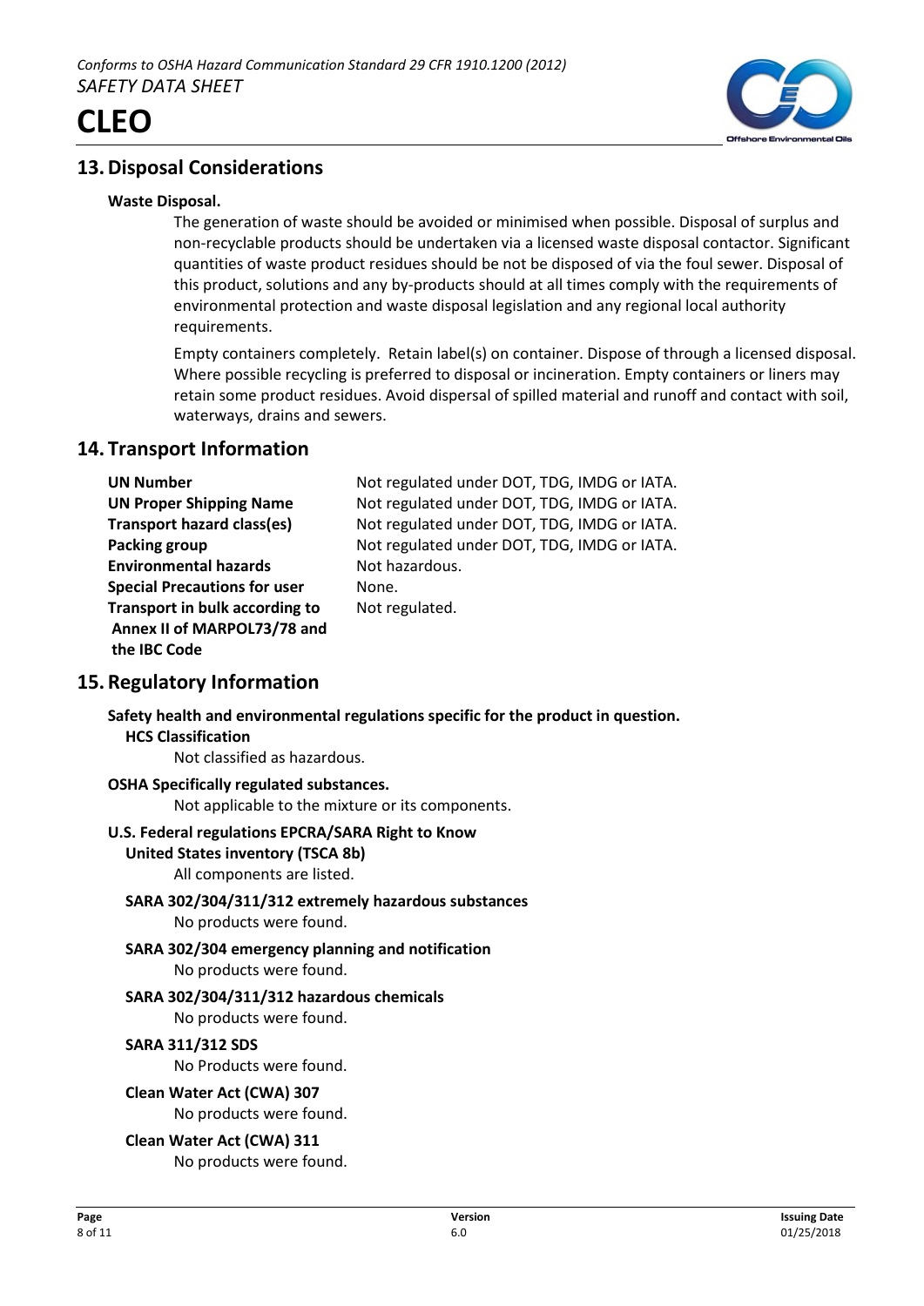## 13. Disposal Considerations

**Waste Disposal.**

The generation of waste should be avoided or minimised when possible. Disposal of surplus and non-recyclable products should be undertaken via a licensed waste disposal contactor. Significant quantities of waste product residues should be not be disposed of via the foul sewer. Disposal of this product, solutions and any by-products should at all times comply with the requirements of environmental protection and waste disposal legislation and any regional local authority requirements.

Empty containers completely. Retain label(s) on container. Dispose of through a licensed disposal. Where possible recycling is preferred to disposal or incineration. Empty containers or liners may retain some product residues. Avoid dispersal of spilled material and runoff and contact with soil, waterways, drains and sewers.

## 14. Transport Information

| | |
|---|---|
| **UN Number** | Not regulated under DOT, TDG, IMDG or IATA. |
| **UN Proper Shipping Name** | Not regulated under DOT, TDG, IMDG or IATA. |
| **Transport hazard class(es)** | Not regulated under DOT, TDG, IMDG or IATA. |
| **Packing group** | Not regulated under DOT, TDG, IMDG or IATA. |
| **Environmental hazards** | Not hazardous. |
| **Special Precautions for user** | None. |
| **Transport in bulk according to Annex II of MARPOL73/78 and the IBC Code** | Not regulated. |

## 15. Regulatory Information

**Safety health and environmental regulations specific for the product in question.**

**HCS Classification**

Not classified as hazardous.

**OSHA Specifically regulated substances.**

Not applicable to the mixture or its components.

**U.S. Federal regulations EPCRA/SARA Right to Know**

**United States inventory (TSCA 8b)**

All components are listed.

**SARA 302/304/311/312 extremely hazardous substances**

No products were found.

**SARA 302/304 emergency planning and notification**

No products were found.

**SARA 302/304/311/312 hazardous chemicals**

No products were found.

**SARA 311/312 SDS**

No Products were found.

**Clean Water Act (CWA) 307**

No products were found.

**Clean Water Act (CWA) 311**

No products were found.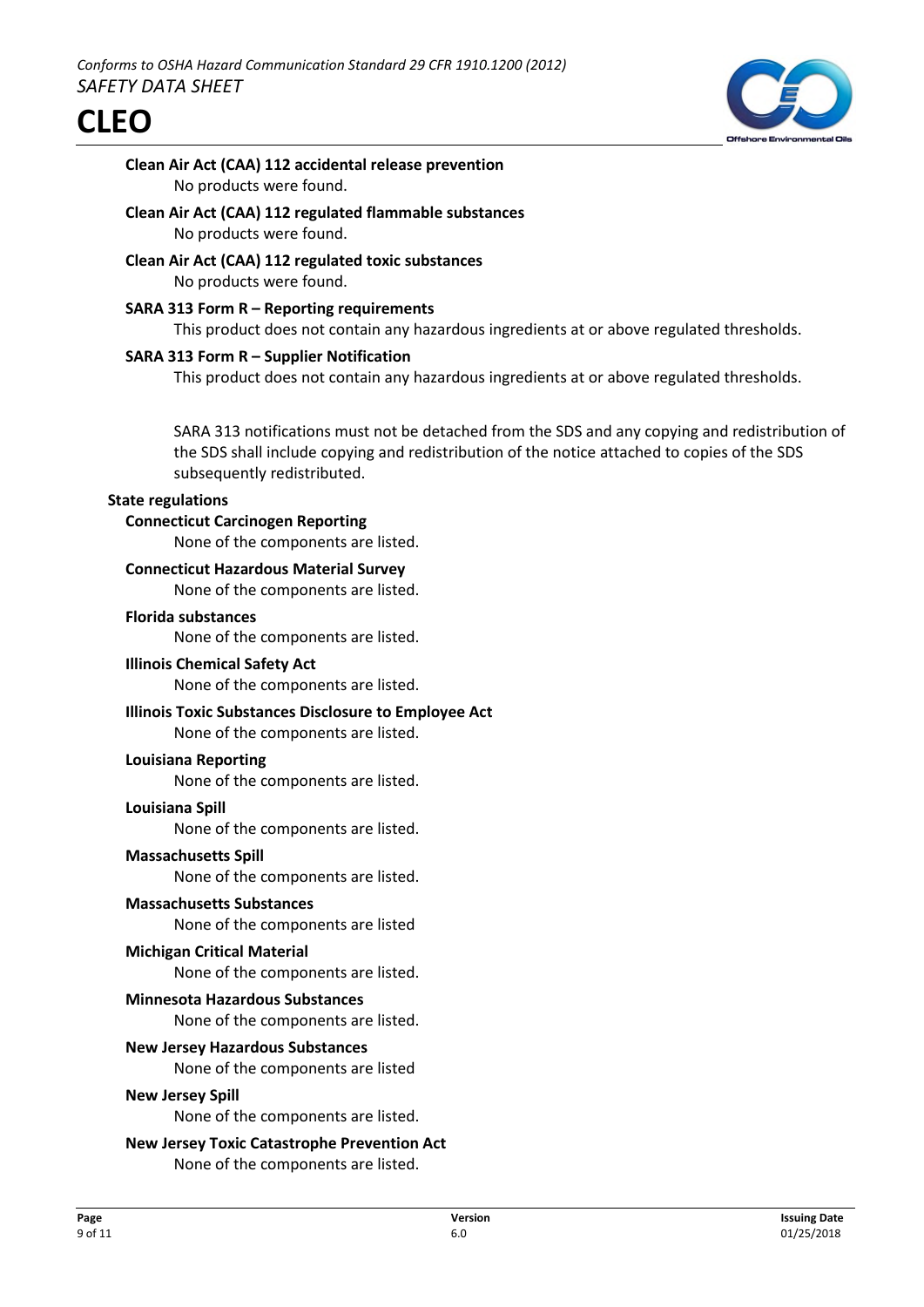**Clean Air Act (CAA) 112 accidental release prevention**

No products were found.

**Clean Air Act (CAA) 112 regulated flammable substances**

No products were found.

**Clean Air Act (CAA) 112 regulated toxic substances**

No products were found.

**SARA 313 Form R – Reporting requirements**

This product does not contain any hazardous ingredients at or above regulated thresholds.

**SARA 313 Form R – Supplier Notification**

This product does not contain any hazardous ingredients at or above regulated thresholds.

SARA 313 notifications must not be detached from the SDS and any copying and redistribution of the SDS shall include copying and redistribution of the notice attached to copies of the SDS subsequently redistributed.

**State regulations**

**Connecticut Carcinogen Reporting**

None of the components are listed.

**Connecticut Hazardous Material Survey**

None of the components are listed.

**Florida substances**

None of the components are listed.

**Illinois Chemical Safety Act**

None of the components are listed.

**Illinois Toxic Substances Disclosure to Employee Act**

None of the components are listed.

**Louisiana Reporting**

None of the components are listed.

**Louisiana Spill**

None of the components are listed.

**Massachusetts Spill**

None of the components are listed.

**Massachusetts Substances**

None of the components are listed

**Michigan Critical Material**

None of the components are listed.

**Minnesota Hazardous Substances**

None of the components are listed.

**New Jersey Hazardous Substances**

None of the components are listed

**New Jersey Spill**

None of the components are listed.

**New Jersey Toxic Catastrophe Prevention Act**

None of the components are listed.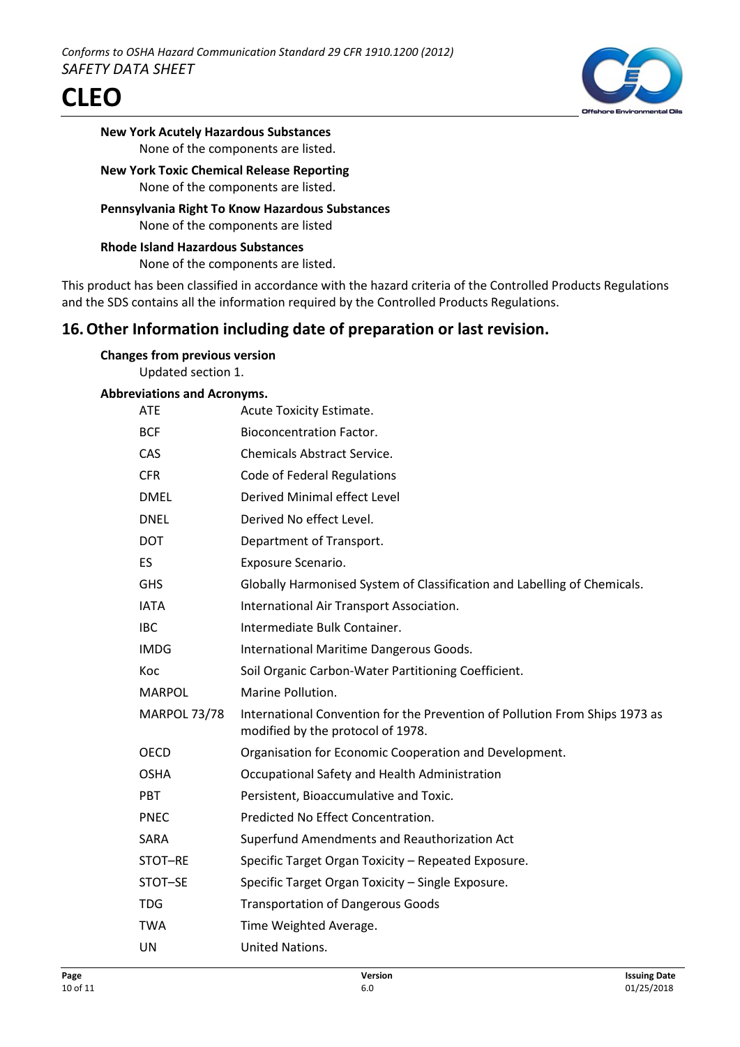**New York Acutely Hazardous Substances**

None of the components are listed.

**New York Toxic Chemical Release Reporting**

None of the components are listed.

**Pennsylvania Right To Know Hazardous Substances**

None of the components are listed

**Rhode Island Hazardous Substances**

None of the components are listed.

This product has been classified in accordance with the hazard criteria of the Controlled Products Regulations and the SDS contains all the information required by the Controlled Products Regulations.

## 16. Other Information including date of preparation or last revision.

**Changes from previous version**

Updated section 1.

**Abbreviations and Acronyms.**

| | |
|---|---|
| ATE | Acute Toxicity Estimate. |
| BCF | Bioconcentration Factor. |
| CAS | Chemicals Abstract Service. |
| CFR | Code of Federal Regulations |
| DMEL | Derived Minimal effect Level |
| DNEL | Derived No effect Level. |
| DOT | Department of Transport. |
| ES | Exposure Scenario. |
| GHS | Globally Harmonised System of Classification and Labelling of Chemicals. |
| IATA | International Air Transport Association. |
| IBC | Intermediate Bulk Container. |
| IMDG | International Maritime Dangerous Goods. |
| Koc | Soil Organic Carbon-Water Partitioning Coefficient. |
| MARPOL | Marine Pollution. |
| MARPOL 73/78 | International Convention for the Prevention of Pollution From Ships 1973 as modified by the protocol of 1978. |
| OECD | Organisation for Economic Cooperation and Development. |
| OSHA | Occupational Safety and Health Administration |
| PBT | Persistent, Bioaccumulative and Toxic. |
| PNEC | Predicted No Effect Concentration. |
| SARA | Superfund Amendments and Reauthorization Act |
| STOT–RE | Specific Target Organ Toxicity – Repeated Exposure. |
| STOT–SE | Specific Target Organ Toxicity – Single Exposure. |
| TDG | Transportation of Dangerous Goods |
| TWA | Time Weighted Average. |
| UN | United Nations. |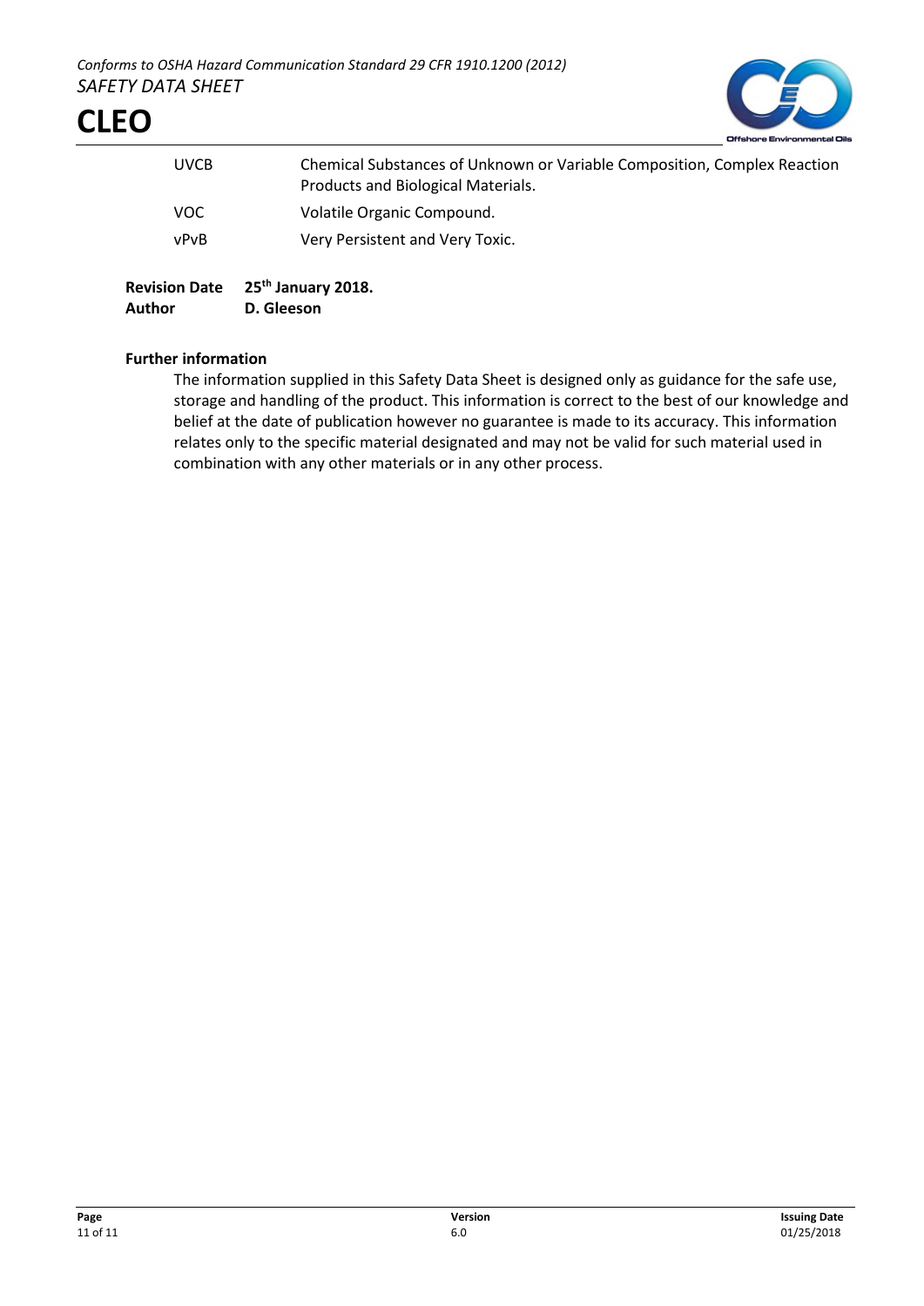| | |
|---|---|
| UVCB | Chemical Substances of Unknown or Variable Composition, Complex Reaction Products and Biological Materials. |
| VOC | Volatile Organic Compound. |
| vPvB | Very Persistent and Very Toxic. |

**Revision Date** **25th January 2018.**
**Author** **D. Gleeson**

**Further information**

The information supplied in this Safety Data Sheet is designed only as guidance for the safe use, storage and handling of the product. This information is correct to the best of our knowledge and belief at the date of publication however no guarantee is made to its accuracy. This information relates only to the specific material designated and may not be valid for such material used in combination with any other materials or in any other process.